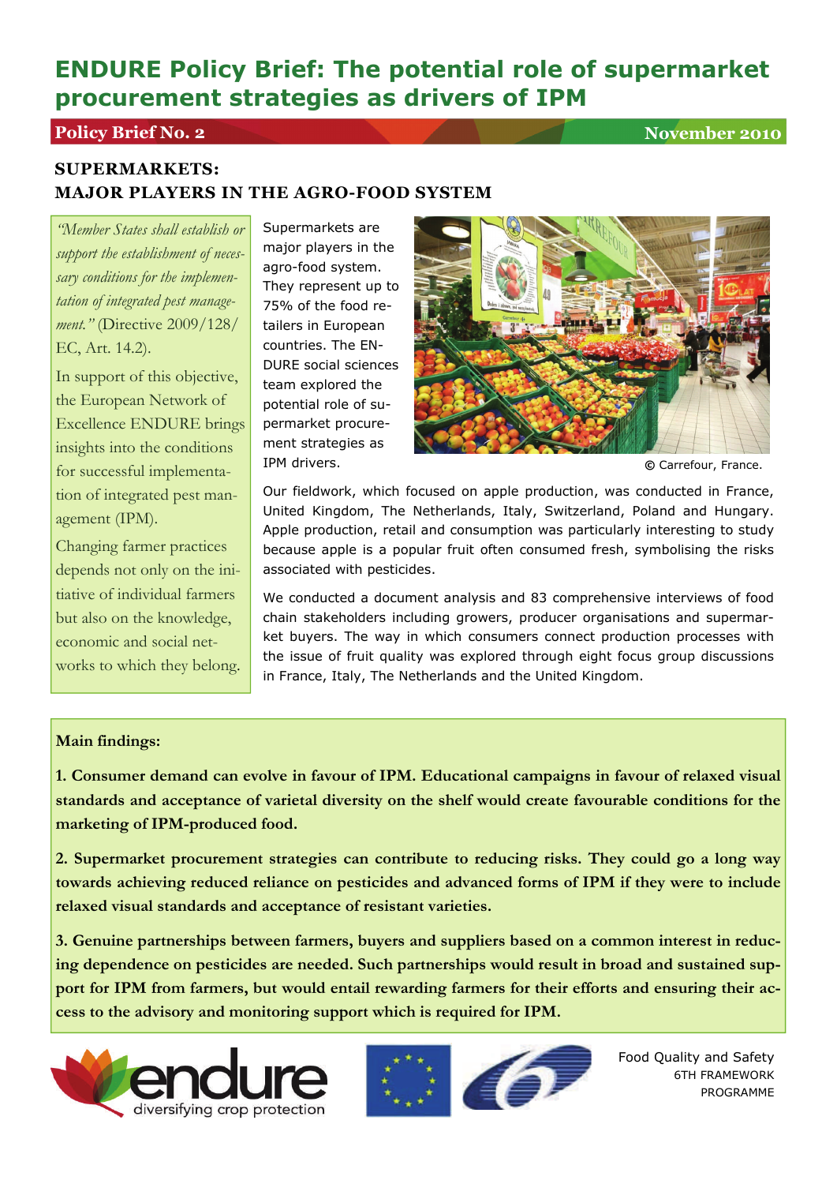# ENDURE Policy Brief: The potential role of supermarket procurement strategies as drivers of IPM

**Policy Brief No. 2** **November 2010**

## SUPERMARKETS: MAJOR PLAYERS IN THE AGRO-FOOD SYSTEM

*"Member States shall establish or support the establishment of necessary conditions for the implementation of integrated pest management."* (Directive 2009/128/EC, Art. 14.2).

In support of this objective, the European Network of Excellence ENDURE brings insights into the conditions for successful implementation of integrated pest management (IPM).

Changing farmer practices depends not only on the initiative of individual farmers but also on the knowledge, economic and social networks to which they belong.

Supermarkets are major players in the agro-food system. They represent up to 75% of the food retailers in European countries. The ENDURE social sciences team explored the potential role of supermarket procurement strategies as IPM drivers.

© Carrefour, France.

Our fieldwork, which focused on apple production, was conducted in France, United Kingdom, The Netherlands, Italy, Switzerland, Poland and Hungary. Apple production, retail and consumption was particularly interesting to study because apple is a popular fruit often consumed fresh, symbolising the risks associated with pesticides.

We conducted a document analysis and 83 comprehensive interviews of food chain stakeholders including growers, producer organisations and supermarket buyers. The way in which consumers connect production processes with the issue of fruit quality was explored through eight focus group discussions in France, Italy, The Netherlands and the United Kingdom.

**Main findings:**

**1. Consumer demand can evolve in favour of IPM. Educational campaigns in favour of relaxed visual standards and acceptance of varietal diversity on the shelf would create favourable conditions for the marketing of IPM-produced food.**

**2. Supermarket procurement strategies can contribute to reducing risks. They could go a long way towards achieving reduced reliance on pesticides and advanced forms of IPM if they were to include relaxed visual standards and acceptance of resistant varieties.**

**3. Genuine partnerships between farmers, buyers and suppliers based on a common interest in reducing dependence on pesticides are needed. Such partnerships would result in broad and sustained support for IPM from farmers, but would entail rewarding farmers for their efforts and ensuring their access to the advisory and monitoring support which is required for IPM.**

endure — diversifying crop protection

Food Quality and Safety
6TH FRAMEWORK PROGRAMME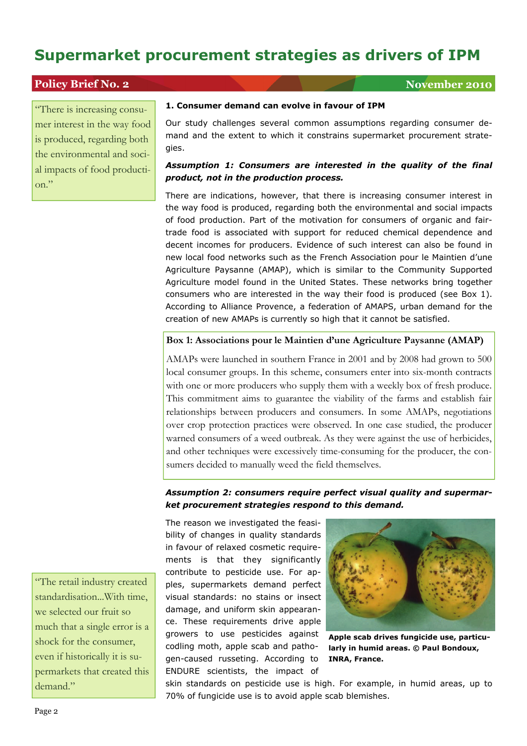# Supermarket procurement strategies as drivers of IPM

**Policy Brief No. 2** **November 2010**

> "There is increasing consumer interest in the way food is produced, regarding both the environmental and social impacts of food production."

### 1. Consumer demand can evolve in favour of IPM

Our study challenges several common assumptions regarding consumer demand and the extent to which it constrains supermarket procurement strategies.

***Assumption 1: Consumers are interested in the quality of the final product, not in the production process.***

There are indications, however, that there is increasing consumer interest in the way food is produced, regarding both the environmental and social impacts of food production. Part of the motivation for consumers of organic and fair-trade food is associated with support for reduced chemical dependence and decent incomes for producers. Evidence of such interest can also be found in new local food networks such as the French Association pour le Maintien d'une Agriculture Paysanne (AMAP), which is similar to the Community Supported Agriculture model found in the United States. These networks bring together consumers who are interested in the way their food is produced (see Box 1). According to Alliance Provence, a federation of AMAPS, urban demand for the creation of new AMAPs is currently so high that it cannot be satisfied.

**Box 1: Associations pour le Maintien d'une Agriculture Paysanne (AMAP)**

AMAPs were launched in southern France in 2001 and by 2008 had grown to 500 local consumer groups. In this scheme, consumers enter into six-month contracts with one or more producers who supply them with a weekly box of fresh produce. This commitment aims to guarantee the viability of the farms and establish fair relationships between producers and consumers. In some AMAPs, negotiations over crop protection practices were observed. In one case studied, the producer warned consumers of a weed outbreak. As they were against the use of herbicides, and other techniques were excessively time-consuming for the producer, the consumers decided to manually weed the field themselves.

***Assumption 2: consumers require perfect visual quality and supermarket procurement strategies respond to this demand.***

The reason we investigated the feasibility of changes in quality standards in favour of relaxed cosmetic requirements is that they significantly contribute to pesticide use. For apples, supermarkets demand perfect visual standards: no stains or insect damage, and uniform skin appearance. These requirements drive apple growers to use pesticides against codling moth, apple scab and pathogen-caused russeting. According to ENDURE scientists, the impact of skin standards on pesticide use is high. For example, in humid areas, up to 70% of fungicide use is to avoid apple scab blemishes.

**Apple scab drives fungicide use, particularly in humid areas. © Paul Bondoux, INRA, France.**

> "The retail industry created standardisation...With time, we selected our fruit so much that a single error is a shock for the consumer, even if historically it is supermarkets that created this demand."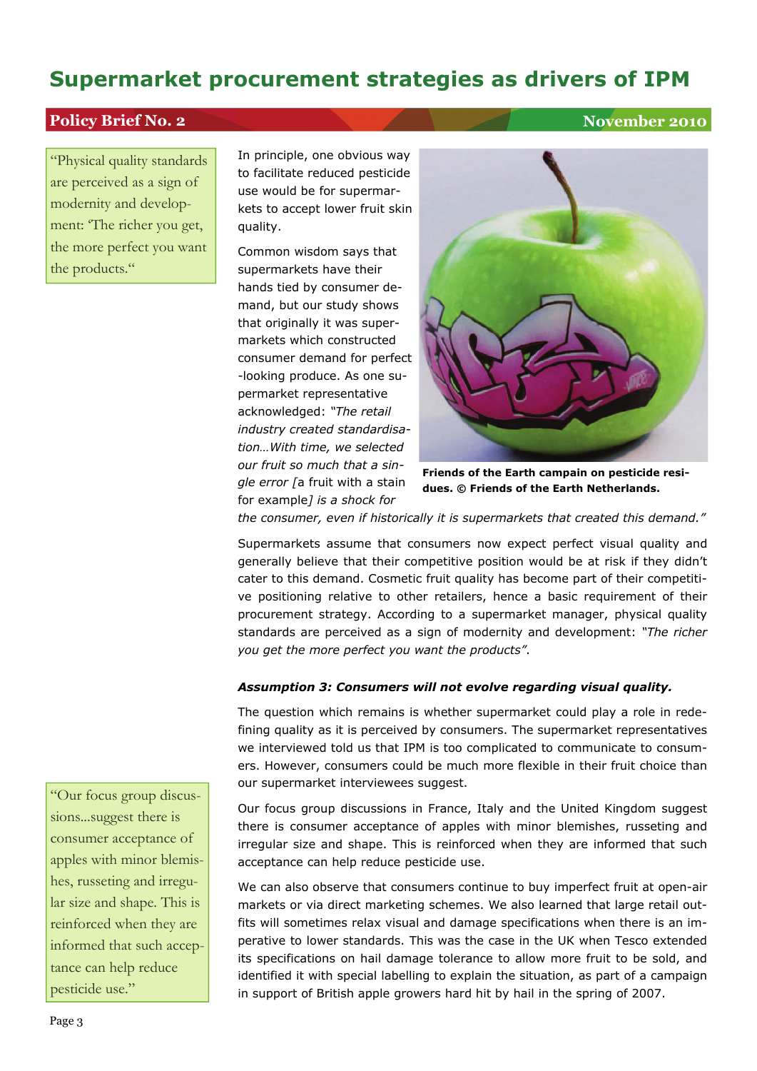# Supermarket procurement strategies as drivers of IPM

**Policy Brief No. 2** **November 2010**

> "Physical quality standards are perceived as a sign of modernity and development: 'The richer you get, the more perfect you want the products."

In principle, one obvious way to facilitate reduced pesticide use would be for supermarkets to accept lower fruit skin quality.

Common wisdom says that supermarkets have their hands tied by consumer demand, but our study shows that originally it was supermarkets which constructed consumer demand for perfect-looking produce. As one supermarket representative acknowledged: *"The retail industry created standardisation…With time, we selected our fruit so much that a single error [*a fruit with a stain for example*] is a shock for the consumer, even if historically it is supermarkets that created this demand."*

**Friends of the Earth campain on pesticide residues. © Friends of the Earth Netherlands.**

Supermarkets assume that consumers now expect perfect visual quality and generally believe that their competitive position would be at risk if they didn't cater to this demand. Cosmetic fruit quality has become part of their competitive positioning relative to other retailers, hence a basic requirement of their procurement strategy. According to a supermarket manager, physical quality standards are perceived as a sign of modernity and development: *"The richer you get the more perfect you want the products".*

***Assumption 3: Consumers will not evolve regarding visual quality.***

The question which remains is whether supermarket could play a role in redefining quality as it is perceived by consumers. The supermarket representatives we interviewed told us that IPM is too complicated to communicate to consumers. However, consumers could be much more flexible in their fruit choice than our supermarket interviewees suggest.

> "Our focus group discussions…suggest there is consumer acceptance of apples with minor blemishes, russeting and irregular size and shape. This is reinforced when they are informed that such acceptance can help reduce pesticide use."

Our focus group discussions in France, Italy and the United Kingdom suggest there is consumer acceptance of apples with minor blemishes, russeting and irregular size and shape. This is reinforced when they are informed that such acceptance can help reduce pesticide use.

We can also observe that consumers continue to buy imperfect fruit at open-air markets or via direct marketing schemes. We also learned that large retail outfits will sometimes relax visual and damage specifications when there is an imperative to lower standards. This was the case in the UK when Tesco extended its specifications on hail damage tolerance to allow more fruit to be sold, and identified it with special labelling to explain the situation, as part of a campaign in support of British apple growers hard hit by hail in the spring of 2007.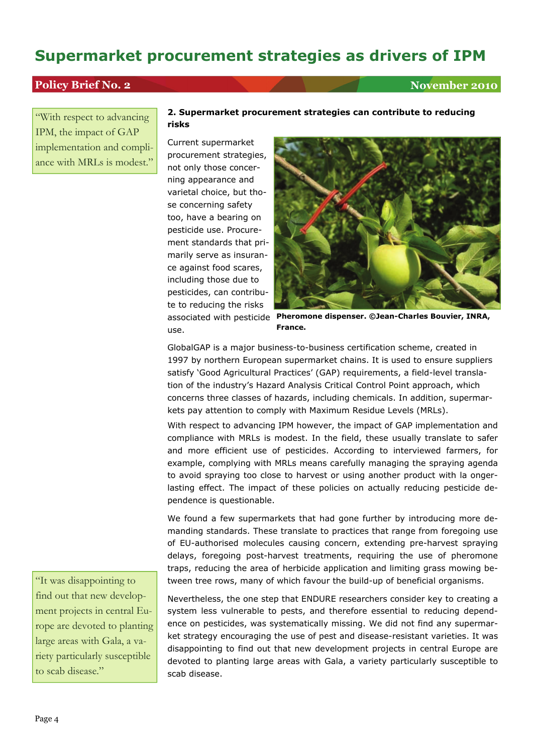> "With respect to advancing IPM, the impact of GAP implementation and compliance with MRLs is modest."

### 2. Supermarket procurement strategies can contribute to reducing risks

Current supermarket procurement strategies, not only those concerning appearance and varietal choice, but those concerning safety too, have a bearing on pesticide use. Procurement standards that primarily serve as insurance against food scares, including those due to pesticides, can contribute to reducing the risks associated with pesticide use.

**Pheromone dispenser. ©Jean-Charles Bouvier, INRA, France.**

GlobalGAP is a major business-to-business certification scheme, created in 1997 by northern European supermarket chains. It is used to ensure suppliers satisfy 'Good Agricultural Practices' (GAP) requirements, a field-level translation of the industry's Hazard Analysis Critical Control Point approach, which concerns three classes of hazards, including chemicals. In addition, supermarkets pay attention to comply with Maximum Residue Levels (MRLs).

With respect to advancing IPM however, the impact of GAP implementation and compliance with MRLs is modest. In the field, these usually translate to safer and more efficient use of pesticides. According to interviewed farmers, for example, complying with MRLs means carefully managing the spraying agenda to avoid spraying too close to harvest or using another product with la onger-lasting effect. The impact of these policies on actually reducing pesticide dependence is questionable.

We found a few supermarkets that had gone further by introducing more demanding standards. These translate to practices that range from foregoing use of EU-authorised molecules causing concern, extending pre-harvest spraying delays, foregoing post-harvest treatments, requiring the use of pheromone traps, reducing the area of herbicide application and limiting grass mowing between tree rows, many of which favour the build-up of beneficial organisms.

> "It was disappointing to find out that new development projects in central Europe are devoted to planting large areas with Gala, a variety particularly susceptible to scab disease."

Nevertheless, the one step that ENDURE researchers consider key to creating a system less vulnerable to pests, and therefore essential to reducing dependence on pesticides, was systematically missing. We did not find any supermarket strategy encouraging the use of pest and disease-resistant varieties. It was disappointing to find out that new development projects in central Europe are devoted to planting large areas with Gala, a variety particularly susceptible to scab disease.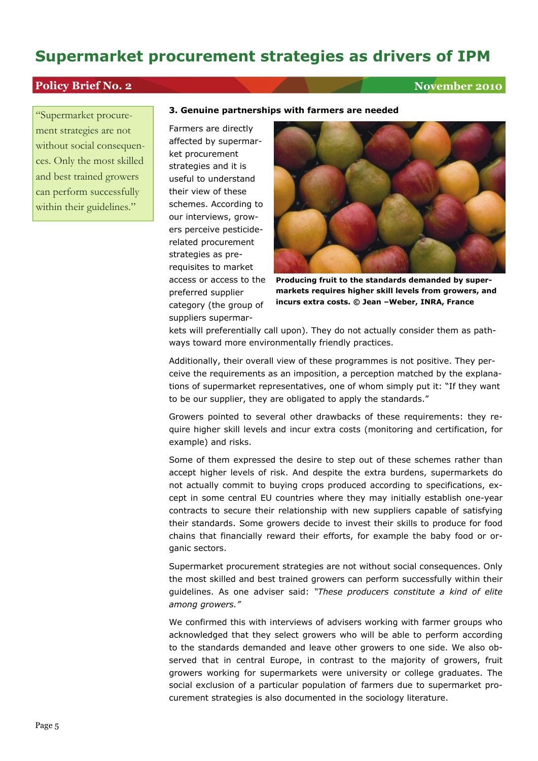> "Supermarket procurement strategies are not without social consequences. Only the most skilled and best trained growers can perform successfully within their guidelines."

### 3. Genuine partnerships with farmers are needed

Farmers are directly affected by supermarket procurement strategies and it is useful to understand their view of these schemes. According to our interviews, growers perceive pesticide-related procurement strategies as prerequisites to market access or access to the preferred supplier category (the group of suppliers supermarkets will preferentially call upon). They do not actually consider them as pathways toward more environmentally friendly practices.

**Producing fruit to the standards demanded by supermarkets requires higher skill levels from growers, and incurs extra costs. © Jean –Weber, INRA, France**

Additionally, their overall view of these programmes is not positive. They perceive the requirements as an imposition, a perception matched by the explanations of supermarket representatives, one of whom simply put it: "If they want to be our supplier, they are obligated to apply the standards."

Growers pointed to several other drawbacks of these requirements: they require higher skill levels and incur extra costs (monitoring and certification, for example) and risks.

Some of them expressed the desire to step out of these schemes rather than accept higher levels of risk. And despite the extra burdens, supermarkets do not actually commit to buying crops produced according to specifications, except in some central EU countries where they may initially establish one-year contracts to secure their relationship with new suppliers capable of satisfying their standards. Some growers decide to invest their skills to produce for food chains that financially reward their efforts, for example the baby food or organic sectors.

Supermarket procurement strategies are not without social consequences. Only the most skilled and best trained growers can perform successfully within their guidelines. As one adviser said: *"These producers constitute a kind of elite among growers."*

We confirmed this with interviews of advisers working with farmer groups who acknowledged that they select growers who will be able to perform according to the standards demanded and leave other growers to one side. We also observed that in central Europe, in contrast to the majority of growers, fruit growers working for supermarkets were university or college graduates. The social exclusion of a particular population of farmers due to supermarket procurement strategies is also documented in the sociology literature.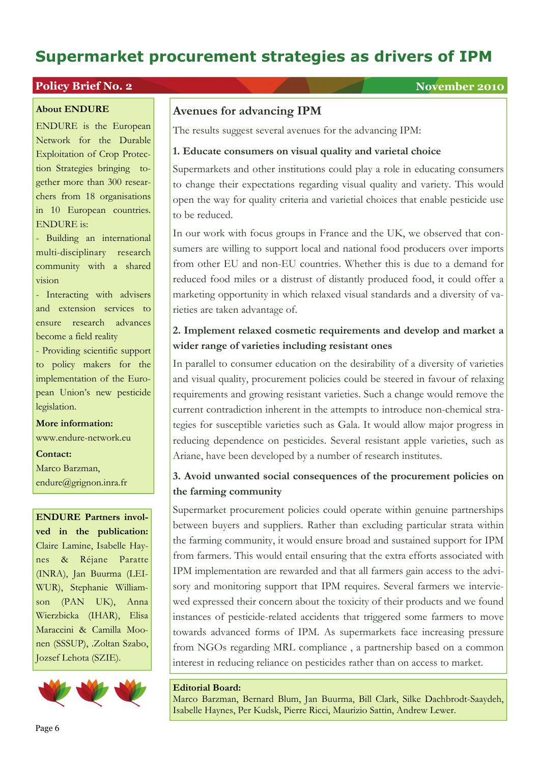# Supermarket procurement strategies as drivers of IPM

**Policy Brief No. 2** **November 2010**

**About ENDURE**

ENDURE is the European Network for the Durable Exploitation of Crop Protection Strategies bringing together more than 300 researchers from 18 organisations in 10 European countries. ENDURE is:

- Building an international multi-disciplinary research community with a shared vision
- Interacting with advisers and extension services to ensure research advances become a field reality
- Providing scientific support to policy makers for the implementation of the European Union's new pesticide legislation.

**More information:**
www.endure-network.eu

**Contact:**
Marco Barzman,
endure@grignon.inra.fr

**ENDURE Partners involved in the publication:** Claire Lamine, Isabelle Haynes & Réjane Paratte (INRA), Jan Buurma (LEI-WUR), Stephanie Williamson (PAN UK), Anna Wierzbicka (IHAR), Elisa Maraccini & Camilla Moonen (SSSUP), .Zoltan Szabo, Jozsef Lehota (SZIE).

## Avenues for advancing IPM

The results suggest several avenues for the advancing IPM:

### 1. Educate consumers on visual quality and varietal choice

Supermarkets and other institutions could play a role in educating consumers to change their expectations regarding visual quality and variety. This would open the way for quality criteria and varietial choices that enable pesticide use to be reduced.

In our work with focus groups in France and the UK, we observed that consumers are willing to support local and national food producers over imports from other EU and non-EU countries. Whether this is due to a demand for reduced food miles or a distrust of distantly produced food, it could offer a marketing opportunity in which relaxed visual standards and a diversity of varieties are taken advantage of.

### 2. Implement relaxed cosmetic requirements and develop and market a wider range of varieties including resistant ones

In parallel to consumer education on the desirability of a diversity of varieties and visual quality, procurement policies could be steered in favour of relaxing requirements and growing resistant varieties. Such a change would remove the current contradiction inherent in the attempts to introduce non-chemical strategies for susceptible varieties such as Gala. It would allow major progress in reducing dependence on pesticides. Several resistant apple varieties, such as Ariane, have been developed by a number of research institutes.

### 3. Avoid unwanted social consequences of the procurement policies on the farming community

Supermarket procurement policies could operate within genuine partnerships between buyers and suppliers. Rather than excluding particular strata within the farming community, it would ensure broad and sustained support for IPM from farmers. This would entail ensuring that the extra efforts associated with IPM implementation are rewarded and that all farmers gain access to the advisory and monitoring support that IPM requires. Several farmers we interviewed expressed their concern about the toxicity of their products and we found instances of pesticide-related accidents that triggered some farmers to move towards advanced forms of IPM. As supermarkets face increasing pressure from NGOs regarding MRL compliance , a partnership based on a common interest in reducing reliance on pesticides rather than on access to market.

**Editorial Board:**
Marco Barzman, Bernard Blum, Jan Buurma, Bill Clark, Silke Dachbrodt-Saaydeh, Isabelle Haynes, Per Kudsk, Pierre Ricci, Maurizio Sattin, Andrew Lewer.